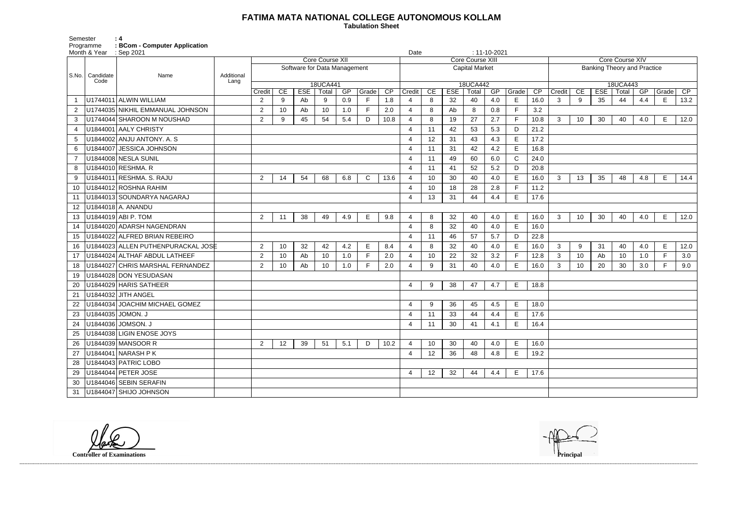# FATIMA MATA NATIONAL COLLEGE AUTONOMOUS KOLLAM

**Tabulation Sheet**

Semester : 4
Programme : BCom - Computer Application
Month & Year : Sep 2021
Date : 11-10-2021

| S.No. | Candidate Code | Name | Additional Lang | Core Course XII | | | | | | | Core Course XIII | | | | | | | Core Course XIV | | | | | | |
|---|---|---|---|---|---|---|---|---|---|---|---|---|---|---|---|---|---|---|---|---|---|---|---|---|
| | | | | Software for Data Management | | | | | | | Capital Market | | | | | | | Banking Theory and Practice | | | | | | |
| | | | | 18UCA441 | | | | | | | 18UCA442 | | | | | | | 18UCA443 | | | | | | |
| | | | | Credit | CE | ESE | Total | GP | Grade | CP | Credit | CE | ESE | Total | GP | Grade | CP | Credit | CE | ESE | Total | GP | Grade | CP |
| 1 | U1744011 | ALWIN WILLIAM | | 2 | 9 | Ab | 9 | 0.9 | F | 1.8 | 4 | 8 | 32 | 40 | 4.0 | E | 16.0 | 3 | 9 | 35 | 44 | 4.4 | E | 13.2 |
| 2 | U1744035 | NIKHIL EMMANUAL JOHNSON | | 2 | 10 | Ab | 10 | 1.0 | F | 2.0 | 4 | 8 | Ab | 8 | 0.8 | F | 3.2 | | | | | | | |
| 3 | U1744044 | SHAROON M NOUSHAD | | 2 | 9 | 45 | 54 | 5.4 | D | 10.8 | 4 | 8 | 19 | 27 | 2.7 | F | 10.8 | 3 | 10 | 30 | 40 | 4.0 | E | 12.0 |
| 4 | U1844001 | AALY CHRISTY | | | | | | | | | 4 | 11 | 42 | 53 | 5.3 | D | 21.2 | | | | | | | |
| 5 | U1844002 | ANJU ANTONY. A. S | | | | | | | | | 4 | 12 | 31 | 43 | 4.3 | E | 17.2 | | | | | | | |
| 6 | U1844007 | JESSICA JOHNSON | | | | | | | | | 4 | 11 | 31 | 42 | 4.2 | E | 16.8 | | | | | | | |
| 7 | U1844008 | NESLA SUNIL | | | | | | | | | 4 | 11 | 49 | 60 | 6.0 | C | 24.0 | | | | | | | |
| 8 | U1844010 | RESHMA. R | | | | | | | | | 4 | 11 | 41 | 52 | 5.2 | D | 20.8 | | | | | | | |
| 9 | U1844011 | RESHMA. S. RAJU | | 2 | 14 | 54 | 68 | 6.8 | C | 13.6 | 4 | 10 | 30 | 40 | 4.0 | E | 16.0 | 3 | 13 | 35 | 48 | 4.8 | E | 14.4 |
| 10 | U1844012 | ROSHNA RAHIM | | | | | | | | | 4 | 10 | 18 | 28 | 2.8 | F | 11.2 | | | | | | | |
| 11 | U1844013 | SOUNDARYA NAGARAJ | | | | | | | | | 4 | 13 | 31 | 44 | 4.4 | E | 17.6 | | | | | | | |
| 12 | U1844018 | A. ANANDU | | | | | | | | | | | | | | | | | | | | | | |
| 13 | U1844019 | ABI P. TOM | | 2 | 11 | 38 | 49 | 4.9 | E | 9.8 | 4 | 8 | 32 | 40 | 4.0 | E | 16.0 | 3 | 10 | 30 | 40 | 4.0 | E | 12.0 |
| 14 | U1844020 | ADARSH NAGENDRAN | | | | | | | | | 4 | 8 | 32 | 40 | 4.0 | E | 16.0 | | | | | | | |
| 15 | U1844022 | ALFRED BRIAN REBEIRO | | | | | | | | | 4 | 11 | 46 | 57 | 5.7 | D | 22.8 | | | | | | | |
| 16 | U1844023 | ALLEN PUTHENPURACKAL JOSE | | 2 | 10 | 32 | 42 | 4.2 | E | 8.4 | 4 | 8 | 32 | 40 | 4.0 | E | 16.0 | 3 | 9 | 31 | 40 | 4.0 | E | 12.0 |
| 17 | U1844024 | ALTHAF ABDUL LATHEEF | | 2 | 10 | Ab | 10 | 1.0 | F | 2.0 | 4 | 10 | 22 | 32 | 3.2 | F | 12.8 | 3 | 10 | Ab | 10 | 1.0 | F | 3.0 |
| 18 | U1844027 | CHRIS MARSHAL FERNANDEZ | | 2 | 10 | Ab | 10 | 1.0 | F | 2.0 | 4 | 9 | 31 | 40 | 4.0 | E | 16.0 | 3 | 10 | 20 | 30 | 3.0 | F | 9.0 |
| 19 | U1844028 | DON YESUDASAN | | | | | | | | | | | | | | | | | | | | | | |
| 20 | U1844029 | HARIS SATHEER | | | | | | | | | 4 | 9 | 38 | 47 | 4.7 | E | 18.8 | | | | | | | |
| 21 | U1844032 | JITH ANGEL | | | | | | | | | | | | | | | | | | | | | | |
| 22 | U1844034 | JOACHIM MICHAEL GOMEZ | | | | | | | | | 4 | 9 | 36 | 45 | 4.5 | E | 18.0 | | | | | | | |
| 23 | U1844035 | JOMON. J | | | | | | | | | 4 | 11 | 33 | 44 | 4.4 | E | 17.6 | | | | | | | |
| 24 | U1844036 | JOMSON. J | | | | | | | | | 4 | 11 | 30 | 41 | 4.1 | E | 16.4 | | | | | | | |
| 25 | U1844038 | LIGIN ENOSE JOYS | | | | | | | | | | | | | | | | | | | | | | |
| 26 | U1844039 | MANSOOR R | | 2 | 12 | 39 | 51 | 5.1 | D | 10.2 | 4 | 10 | 30 | 40 | 4.0 | E | 16.0 | | | | | | | |
| 27 | U1844041 | NARASH P K | | | | | | | | | 4 | 12 | 36 | 48 | 4.8 | E | 19.2 | | | | | | | |
| 28 | U1844043 | PATRIC LOBO | | | | | | | | | | | | | | | | | | | | | | |
| 29 | U1844044 | PETER JOSE | | | | | | | | | 4 | 12 | 32 | 44 | 4.4 | E | 17.6 | | | | | | | |
| 30 | U1844046 | SEBIN SERAFIN | | | | | | | | | | | | | | | | | | | | | | |
| 31 | U1844047 | SHIJO JOHNSON | | | | | | | | | | | | | | | | | | | | | | |

**Controller of Examinations**

**Principal**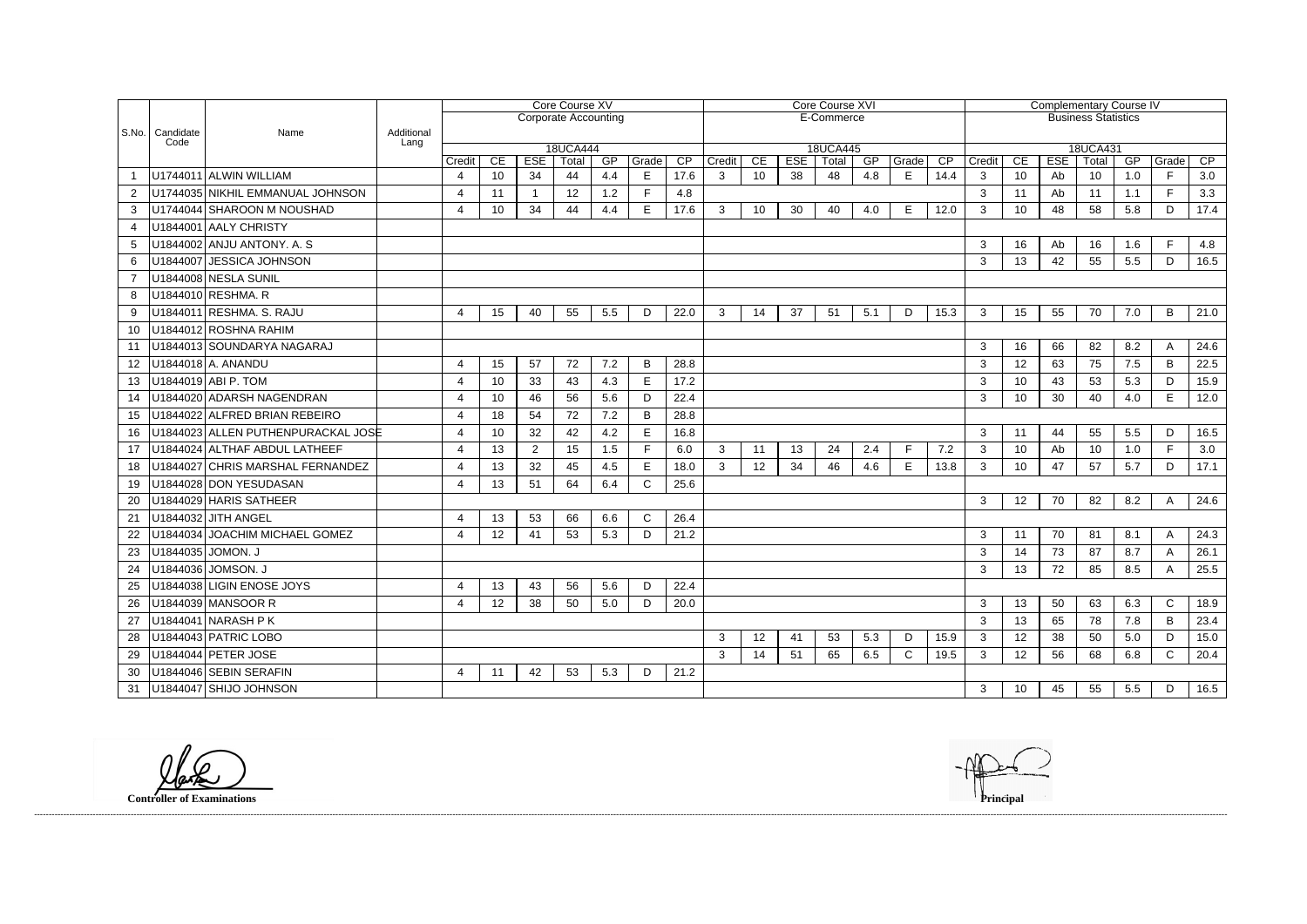| S.No. | Candidate Code | Name | Additional Lang | Core Course XV | | | | | | | Core Course XVI | | | | | | | Complementary Course IV | | | | | | |
|---|---|---|---|---|---|---|---|---|---|---|---|---|---|---|---|---|---|---|---|---|---|---|---|---|
| | | | | Corporate Accounting | | | | | | | E-Commerce | | | | | | | Business Statistics | | | | | | |
| | | | | 18UCA444 | | | | | | | 18UCA445 | | | | | | | 18UCA431 | | | | | | |
| | | | | Credit | CE | ESE | Total | GP | Grade | CP | Credit | CE | ESE | Total | GP | Grade | CP | Credit | CE | ESE | Total | GP | Grade | CP |
| 1 | U1744011 | ALWIN WILLIAM | | 4 | 10 | 34 | 44 | 4.4 | E | 17.6 | 3 | 10 | 38 | 48 | 4.8 | E | 14.4 | 3 | 10 | Ab | 10 | 1.0 | F | 3.0 |
| 2 | U1744035 | NIKHIL EMMANUAL JOHNSON | | 4 | 11 | 1 | 12 | 1.2 | F | 4.8 | | | | | | | | 3 | 11 | Ab | 11 | 1.1 | F | 3.3 |
| 3 | U1744044 | SHAROON M NOUSHAD | | 4 | 10 | 34 | 44 | 4.4 | E | 17.6 | 3 | 10 | 30 | 40 | 4.0 | E | 12.0 | 3 | 10 | 48 | 58 | 5.8 | D | 17.4 |
| 4 | U1844001 | AALY CHRISTY | | | | | | | | | | | | | | | | | | | | | | |
| 5 | U1844002 | ANJU ANTONY. A. S | | | | | | | | | | | | | | | | 3 | 16 | Ab | 16 | 1.6 | F | 4.8 |
| 6 | U1844007 | JESSICA JOHNSON | | | | | | | | | | | | | | | | 3 | 13 | 42 | 55 | 5.5 | D | 16.5 |
| 7 | U1844008 | NESLA SUNIL | | | | | | | | | | | | | | | | | | | | | | |
| 8 | U1844010 | RESHMA. R | | | | | | | | | | | | | | | | | | | | | | |
| 9 | U1844011 | RESHMA. S. RAJU | | 4 | 15 | 40 | 55 | 5.5 | D | 22.0 | 3 | 14 | 37 | 51 | 5.1 | D | 15.3 | 3 | 15 | 55 | 70 | 7.0 | B | 21.0 |
| 10 | U1844012 | ROSHNA RAHIM | | | | | | | | | | | | | | | | | | | | | | |
| 11 | U1844013 | SOUNDARYA NAGARAJ | | | | | | | | | | | | | | | | 3 | 16 | 66 | 82 | 8.2 | A | 24.6 |
| 12 | U1844018 | A. ANANDU | | 4 | 15 | 57 | 72 | 7.2 | B | 28.8 | | | | | | | | 3 | 12 | 63 | 75 | 7.5 | B | 22.5 |
| 13 | U1844019 | ABI P. TOM | | 4 | 10 | 33 | 43 | 4.3 | E | 17.2 | | | | | | | | 3 | 10 | 43 | 53 | 5.3 | D | 15.9 |
| 14 | U1844020 | ADARSH NAGENDRAN | | 4 | 10 | 46 | 56 | 5.6 | D | 22.4 | | | | | | | | 3 | 10 | 30 | 40 | 4.0 | E | 12.0 |
| 15 | U1844022 | ALFRED BRIAN REBEIRO | | 4 | 18 | 54 | 72 | 7.2 | B | 28.8 | | | | | | | | | | | | | | |
| 16 | U1844023 | ALLEN PUTHENPURACKAL JOSE | | 4 | 10 | 32 | 42 | 4.2 | E | 16.8 | | | | | | | | 3 | 11 | 44 | 55 | 5.5 | D | 16.5 |
| 17 | U1844024 | ALTHAF ABDUL LATHEEF | | 4 | 13 | 2 | 15 | 1.5 | F | 6.0 | 3 | 11 | 13 | 24 | 2.4 | F | 7.2 | 3 | 10 | Ab | 10 | 1.0 | F | 3.0 |
| 18 | U1844027 | CHRIS MARSHAL FERNANDEZ | | 4 | 13 | 32 | 45 | 4.5 | E | 18.0 | 3 | 12 | 34 | 46 | 4.6 | E | 13.8 | 3 | 10 | 47 | 57 | 5.7 | D | 17.1 |
| 19 | U1844028 | DON YESUDASAN | | 4 | 13 | 51 | 64 | 6.4 | C | 25.6 | | | | | | | | | | | | | | |
| 20 | U1844029 | HARIS SATHEER | | | | | | | | | | | | | | | | 3 | 12 | 70 | 82 | 8.2 | A | 24.6 |
| 21 | U1844032 | JITH ANGEL | | 4 | 13 | 53 | 66 | 6.6 | C | 26.4 | | | | | | | | | | | | | | |
| 22 | U1844034 | JOACHIM MICHAEL GOMEZ | | 4 | 12 | 41 | 53 | 5.3 | D | 21.2 | | | | | | | | 3 | 11 | 70 | 81 | 8.1 | A | 24.3 |
| 23 | U1844035 | JOMON. J | | | | | | | | | | | | | | | | 3 | 14 | 73 | 87 | 8.7 | A | 26.1 |
| 24 | U1844036 | JOMSON. J | | | | | | | | | | | | | | | | 3 | 13 | 72 | 85 | 8.5 | A | 25.5 |
| 25 | U1844038 | LIGIN ENOSE JOYS | | 4 | 13 | 43 | 56 | 5.6 | D | 22.4 | | | | | | | | | | | | | | |
| 26 | U1844039 | MANSOOR R | | 4 | 12 | 38 | 50 | 5.0 | D | 20.0 | | | | | | | | 3 | 13 | 50 | 63 | 6.3 | C | 18.9 |
| 27 | U1844041 | NARASH P K | | | | | | | | | | | | | | | | 3 | 13 | 65 | 78 | 7.8 | B | 23.4 |
| 28 | U1844043 | PATRIC LOBO | | | | | | | | | 3 | 12 | 41 | 53 | 5.3 | D | 15.9 | 3 | 12 | 38 | 50 | 5.0 | D | 15.0 |
| 29 | U1844044 | PETER JOSE | | | | | | | | | 3 | 14 | 51 | 65 | 6.5 | C | 19.5 | 3 | 12 | 56 | 68 | 6.8 | C | 20.4 |
| 30 | U1844046 | SEBIN SERAFIN | | 4 | 11 | 42 | 53 | 5.3 | D | 21.2 | | | | | | | | | | | | | | |
| 31 | U1844047 | SHIJO JOHNSON | | | | | | | | | | | | | | | | 3 | 10 | 45 | 55 | 5.5 | D | 16.5 |

**Controller of Examinations**

**Principal**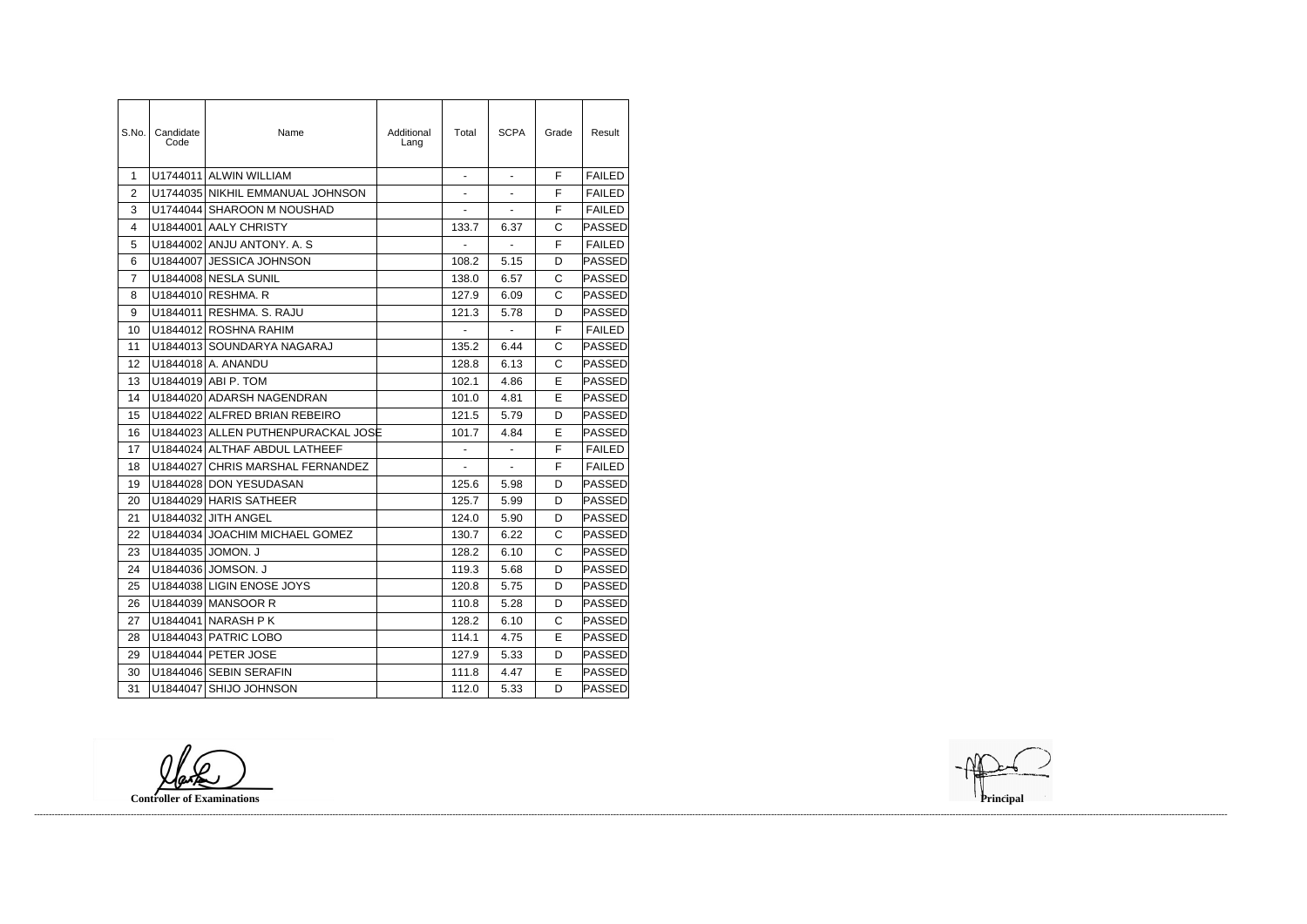| S.No. | Candidate Code | Name | Additional Lang | Total | SCPA | Grade | Result |
|---|---|---|---|---|---|---|---|
| 1 | U1744011 | ALWIN WILLIAM | | - | - | F | FAILED |
| 2 | U1744035 | NIKHIL EMMANUAL JOHNSON | | - | - | F | FAILED |
| 3 | U1744044 | SHAROON M NOUSHAD | | - | - | F | FAILED |
| 4 | U1844001 | AALY CHRISTY | | 133.7 | 6.37 | C | PASSED |
| 5 | U1844002 | ANJU ANTONY. A. S | | - | - | F | FAILED |
| 6 | U1844007 | JESSICA JOHNSON | | 108.2 | 5.15 | D | PASSED |
| 7 | U1844008 | NESLA SUNIL | | 138.0 | 6.57 | C | PASSED |
| 8 | U1844010 | RESHMA. R | | 127.9 | 6.09 | C | PASSED |
| 9 | U1844011 | RESHMA. S. RAJU | | 121.3 | 5.78 | D | PASSED |
| 10 | U1844012 | ROSHNA RAHIM | | - | - | F | FAILED |
| 11 | U1844013 | SOUNDARYA NAGARAJ | | 135.2 | 6.44 | C | PASSED |
| 12 | U1844018 | A. ANANDU | | 128.8 | 6.13 | C | PASSED |
| 13 | U1844019 | ABI P. TOM | | 102.1 | 4.86 | E | PASSED |
| 14 | U1844020 | ADARSH NAGENDRAN | | 101.0 | 4.81 | E | PASSED |
| 15 | U1844022 | ALFRED BRIAN REBEIRO | | 121.5 | 5.79 | D | PASSED |
| 16 | U1844023 | ALLEN PUTHENPURACKAL JOSE | | 101.7 | 4.84 | E | PASSED |
| 17 | U1844024 | ALTHAF ABDUL LATHEEF | | - | - | F | FAILED |
| 18 | U1844027 | CHRIS MARSHAL FERNANDEZ | | - | - | F | FAILED |
| 19 | U1844028 | DON YESUDASAN | | 125.6 | 5.98 | D | PASSED |
| 20 | U1844029 | HARIS SATHEER | | 125.7 | 5.99 | D | PASSED |
| 21 | U1844032 | JITH ANGEL | | 124.0 | 5.90 | D | PASSED |
| 22 | U1844034 | JOACHIM MICHAEL GOMEZ | | 130.7 | 6.22 | C | PASSED |
| 23 | U1844035 | JOMON. J | | 128.2 | 6.10 | C | PASSED |
| 24 | U1844036 | JOMSON. J | | 119.3 | 5.68 | D | PASSED |
| 25 | U1844038 | LIGIN ENOSE JOYS | | 120.8 | 5.75 | D | PASSED |
| 26 | U1844039 | MANSOOR R | | 110.8 | 5.28 | D | PASSED |
| 27 | U1844041 | NARASH P K | | 128.2 | 6.10 | C | PASSED |
| 28 | U1844043 | PATRIC LOBO | | 114.1 | 4.75 | E | PASSED |
| 29 | U1844044 | PETER JOSE | | 127.9 | 5.33 | D | PASSED |
| 30 | U1844046 | SEBIN SERAFIN | | 111.8 | 4.47 | E | PASSED |
| 31 | U1844047 | SHIJO JOHNSON | | 112.0 | 5.33 | D | PASSED |

**Controller of Examinations**

**Principal**